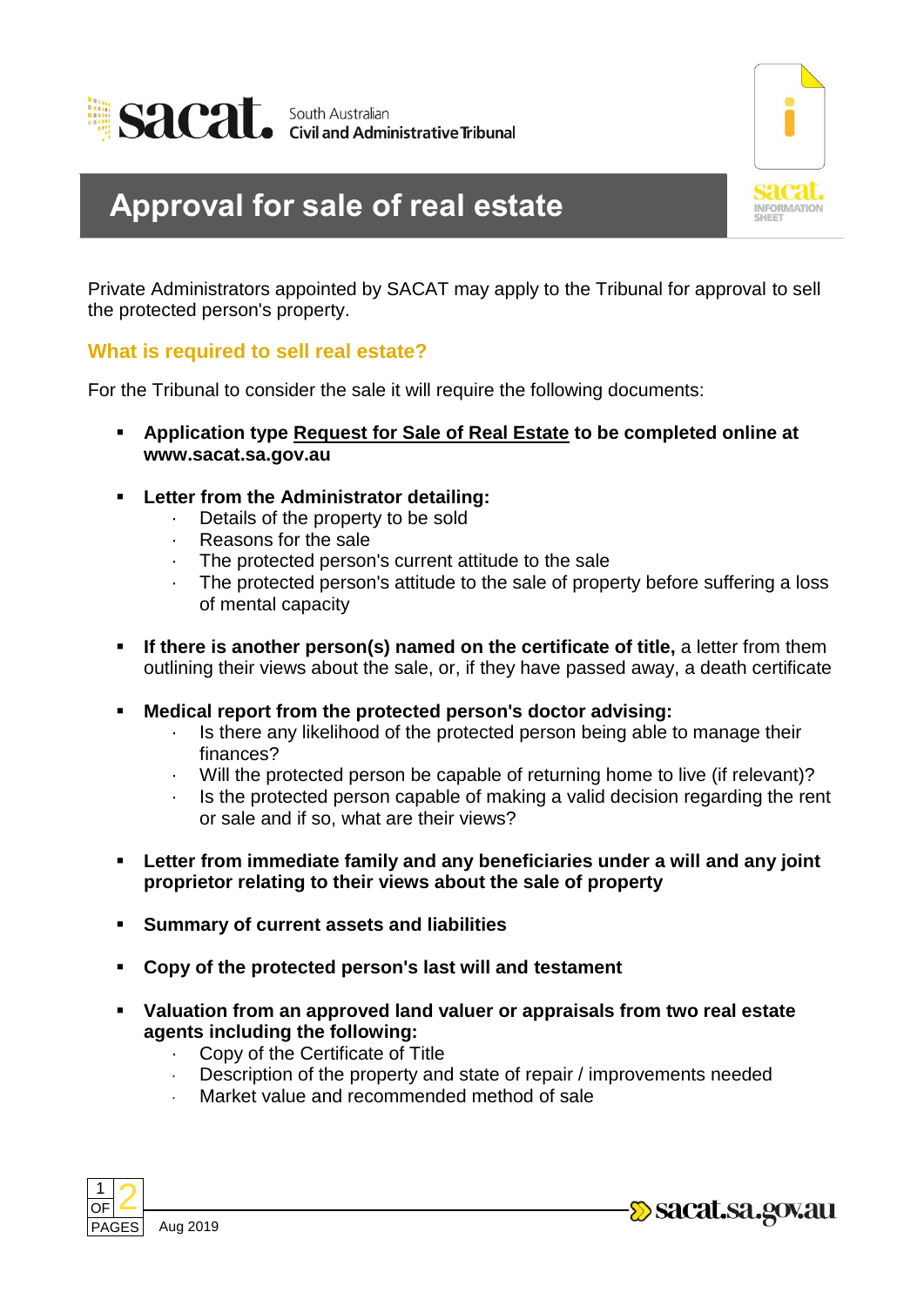# Approval for sale of real estate

Private Administrators appointed by SACAT may apply to the Tribunal for approval to sell the protected person's property.

## What is required to sell real estate?

For the Tribunal to consider the sale it will require the following documents:

- **Application type Request for Sale of Real Estate to be completed online at www.sacat.sa.gov.au**
- **Letter from the Administrator detailing:**
  - Details of the property to be sold
  - Reasons for the sale
  - The protected person's current attitude to the sale
  - The protected person's attitude to the sale of property before suffering a loss of mental capacity
- **If there is another person(s) named on the certificate of title,** a letter from them outlining their views about the sale, or, if they have passed away, a death certificate
- **Medical report from the protected person's doctor advising:**
  - Is there any likelihood of the protected person being able to manage their finances?
  - Will the protected person be capable of returning home to live (if relevant)?
  - Is the protected person capable of making a valid decision regarding the rent or sale and if so, what are their views?
- **Letter from immediate family and any beneficiaries under a will and any joint proprietor relating to their views about the sale of property**
- **Summary of current assets and liabilities**
- **Copy of the protected person's last will and testament**
- **Valuation from an approved land valuer or appraisals from two real estate agents including the following:**
  - Copy of the Certificate of Title
  - Description of the property and state of repair / improvements needed
  - Market value and recommended method of sale

Aug 2019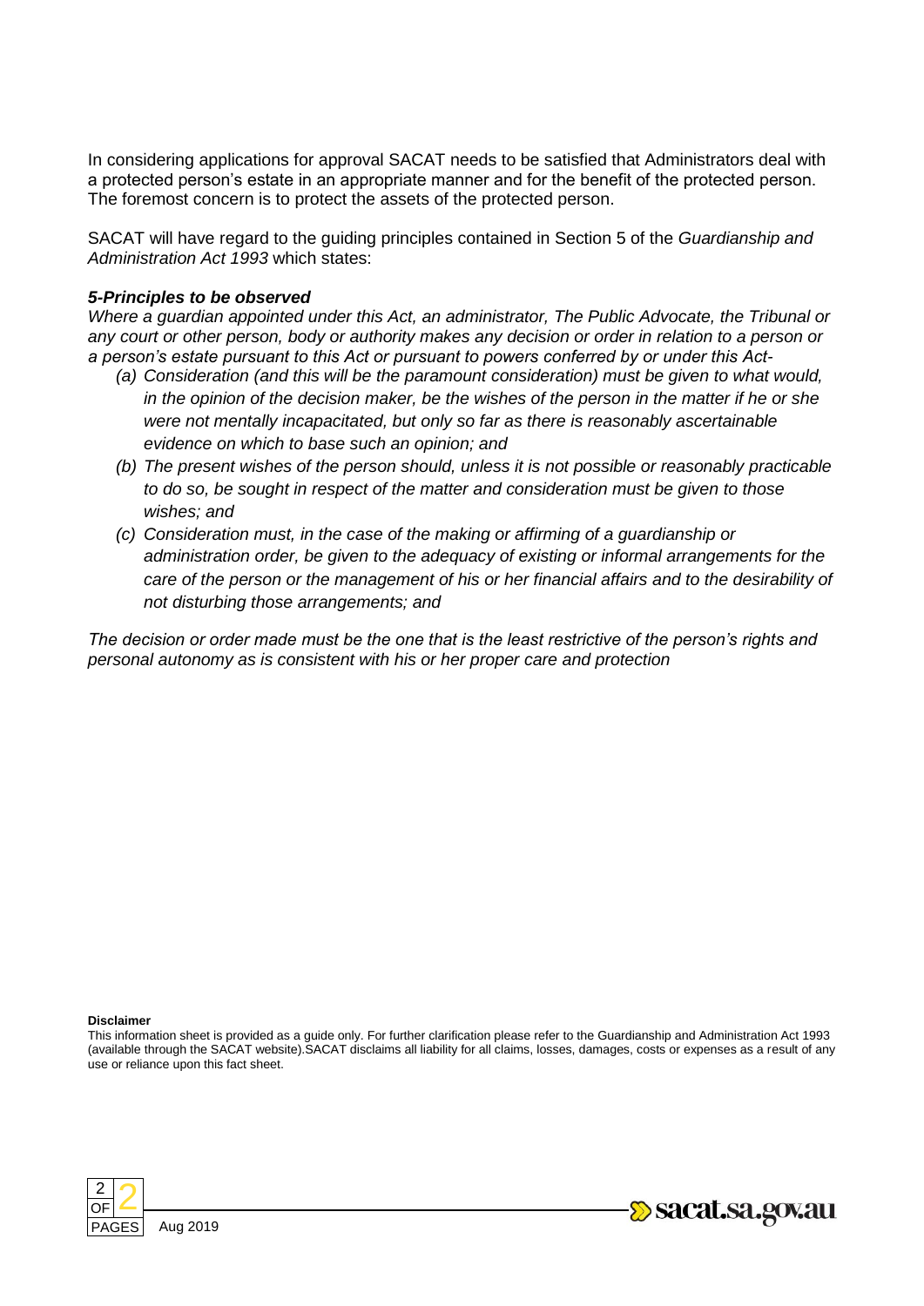In considering applications for approval SACAT needs to be satisfied that Administrators deal with a protected person's estate in an appropriate manner and for the benefit of the protected person. The foremost concern is to protect the assets of the protected person.

SACAT will have regard to the guiding principles contained in Section 5 of the *Guardianship and Administration Act 1993* which states:

***5-Principles to be observed***

*Where a guardian appointed under this Act, an administrator, The Public Advocate, the Tribunal or any court or other person, body or authority makes any decision or order in relation to a person or a person's estate pursuant to this Act or pursuant to powers conferred by or under this Act-*

- *(a) Consideration (and this will be the paramount consideration) must be given to what would, in the opinion of the decision maker, be the wishes of the person in the matter if he or she were not mentally incapacitated, but only so far as there is reasonably ascertainable evidence on which to base such an opinion; and*
- *(b) The present wishes of the person should, unless it is not possible or reasonably practicable to do so, be sought in respect of the matter and consideration must be given to those wishes; and*
- *(c) Consideration must, in the case of the making or affirming of a guardianship or administration order, be given to the adequacy of existing or informal arrangements for the care of the person or the management of his or her financial affairs and to the desirability of not disturbing those arrangements; and*

*The decision or order made must be the one that is the least restrictive of the person's rights and personal autonomy as is consistent with his or her proper care and protection*

**Disclaimer**

This information sheet is provided as a guide only. For further clarification please refer to the Guardianship and Administration Act 1993 (available through the SACAT website).SACAT disclaims all liability for all claims, losses, damages, costs or expenses as a result of any use or reliance upon this fact sheet.